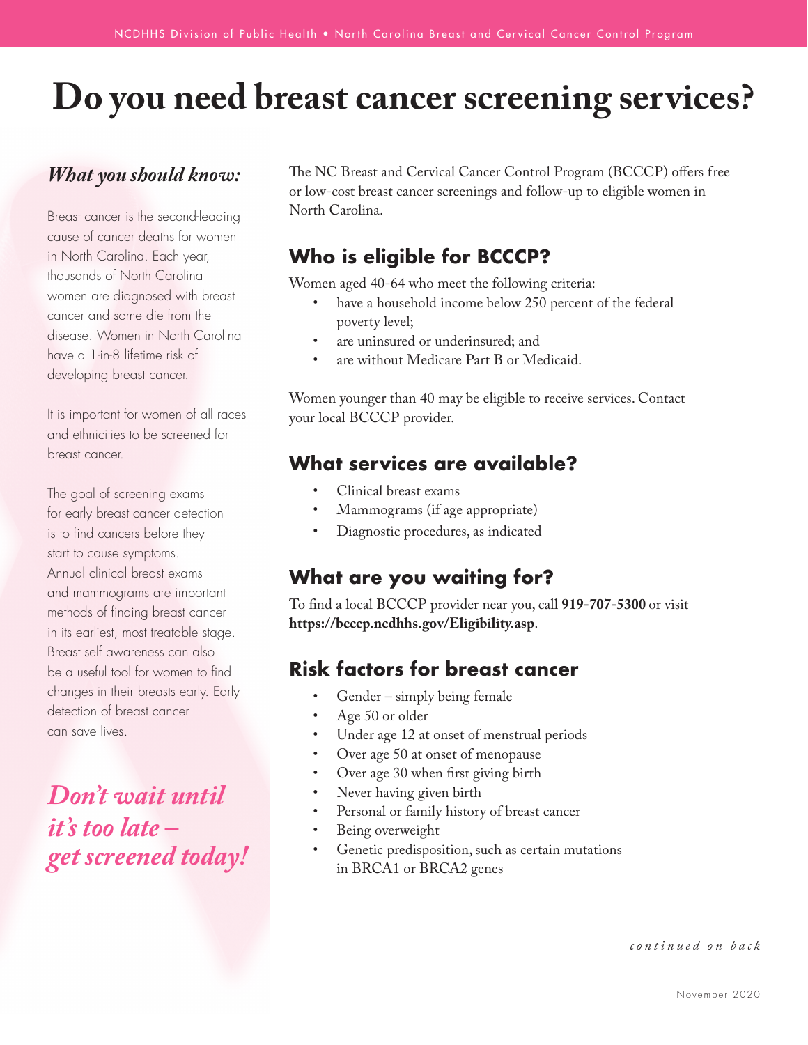# Do you need breast cancer screening services?

## *What you should know:*

Breast cancer is the second-leading cause of cancer deaths for women in North Carolina. Each year, thousands of North Carolina women are diagnosed with breast cancer and some die from the disease. Women in North Carolina have a 1-in-8 lifetime risk of developing breast cancer.

It is important for women of all races and ethnicities to be screened for breast cancer.

The goal of screening exams for early breast cancer detection is to find cancers before they start to cause symptoms. Annual clinical breast exams and mammograms are important methods of finding breast cancer in its earliest, most treatable stage. Breast self awareness can also be a useful tool for women to find changes in their breasts early. Early detection of breast cancer can save lives.

***Don't wait until it's too late – get screened today!***

The NC Breast and Cervical Cancer Control Program (BCCCP) offers free or low-cost breast cancer screenings and follow-up to eligible women in North Carolina.

## Who is eligible for BCCCP?

Women aged 40-64 who meet the following criteria:

- have a household income below 250 percent of the federal poverty level;
- are uninsured or underinsured; and
- are without Medicare Part B or Medicaid.

Women younger than 40 may be eligible to receive services. Contact your local BCCCP provider.

## What services are available?

- Clinical breast exams
- Mammograms (if age appropriate)
- Diagnostic procedures, as indicated

## What are you waiting for?

To find a local BCCCP provider near you, call **919-707-5300** or visit **https://bcccp.ncdhhs.gov/Eligibility.asp**.

## Risk factors for breast cancer

- Gender – simply being female
- Age 50 or older
- Under age 12 at onset of menstrual periods
- Over age 50 at onset of menopause
- Over age 30 when first giving birth
- Never having given birth
- Personal or family history of breast cancer
- Being overweight
- Genetic predisposition, such as certain mutations in BRCA1 or BRCA2 genes

*continued on back*

November 2020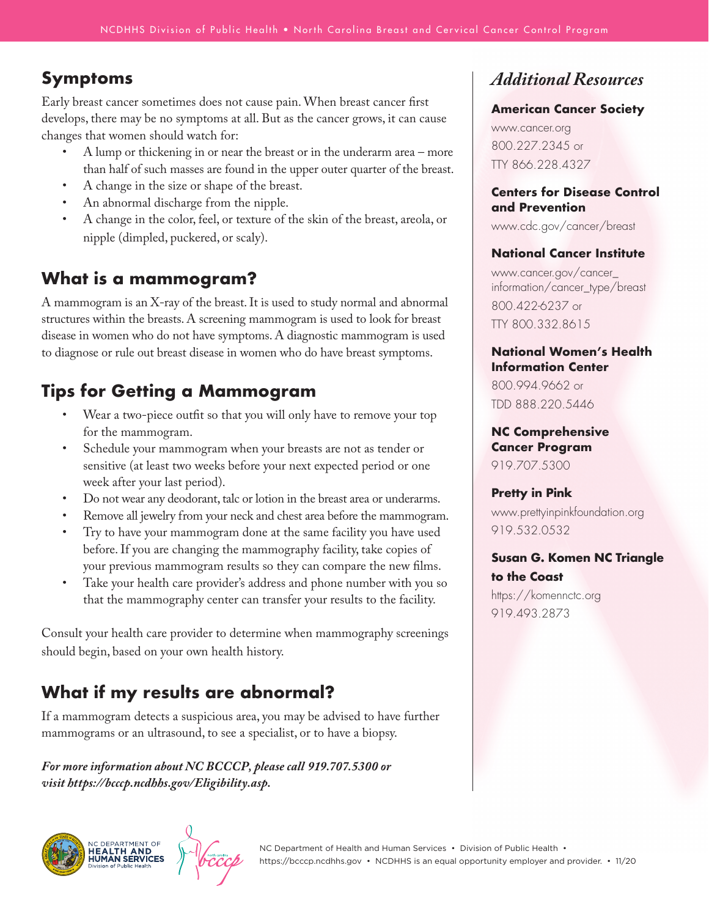## Symptoms

Early breast cancer sometimes does not cause pain. When breast cancer first develops, there may be no symptoms at all. But as the cancer grows, it can cause changes that women should watch for:

- A lump or thickening in or near the breast or in the underarm area – more than half of such masses are found in the upper outer quarter of the breast.
- A change in the size or shape of the breast.
- An abnormal discharge from the nipple.
- A change in the color, feel, or texture of the skin of the breast, areola, or nipple (dimpled, puckered, or scaly).

## What is a mammogram?

A mammogram is an X-ray of the breast. It is used to study normal and abnormal structures within the breasts. A screening mammogram is used to look for breast disease in women who do not have symptoms. A diagnostic mammogram is used to diagnose or rule out breast disease in women who do have breast symptoms.

## Tips for Getting a Mammogram

- Wear a two-piece outfit so that you will only have to remove your top for the mammogram.
- Schedule your mammogram when your breasts are not as tender or sensitive (at least two weeks before your next expected period or one week after your last period).
- Do not wear any deodorant, talc or lotion in the breast area or underarms.
- Remove all jewelry from your neck and chest area before the mammogram.
- Try to have your mammogram done at the same facility you have used before. If you are changing the mammography facility, take copies of your previous mammogram results so they can compare the new films.
- Take your health care provider's address and phone number with you so that the mammography center can transfer your results to the facility.

Consult your health care provider to determine when mammography screenings should begin, based on your own health history.

## What if my results are abnormal?

If a mammogram detects a suspicious area, you may be advised to have further mammograms or an ultrasound, to see a specialist, or to have a biopsy.

***For more information about NC BCCCP, please call 919.707.5300 or visit https://bcccp.ncdhhs.gov/Eligibility.asp.***

## *Additional Resources*

**American Cancer Society**
www.cancer.org
800.227.2345 or
TTY 866.228.4327

**Centers for Disease Control and Prevention**
www.cdc.gov/cancer/breast

**National Cancer Institute**
www.cancer.gov/cancer_information/cancer_type/breast
800.422-6237 or
TTY 800.332.8615

**National Women's Health Information Center**
800.994.9662 or
TDD 888.220.5446

**NC Comprehensive Cancer Program**
919.707.5300

**Pretty in Pink**
www.prettyinpinkfoundation.org
919.532.0532

**Susan G. Komen NC Triangle to the Coast**
https://komennctc.org
919.493.2873

NC Department of Health and Human Services • Division of Public Health • https://bcccp.ncdhhs.gov • NCDHHS is an equal opportunity employer and provider. • 11/20